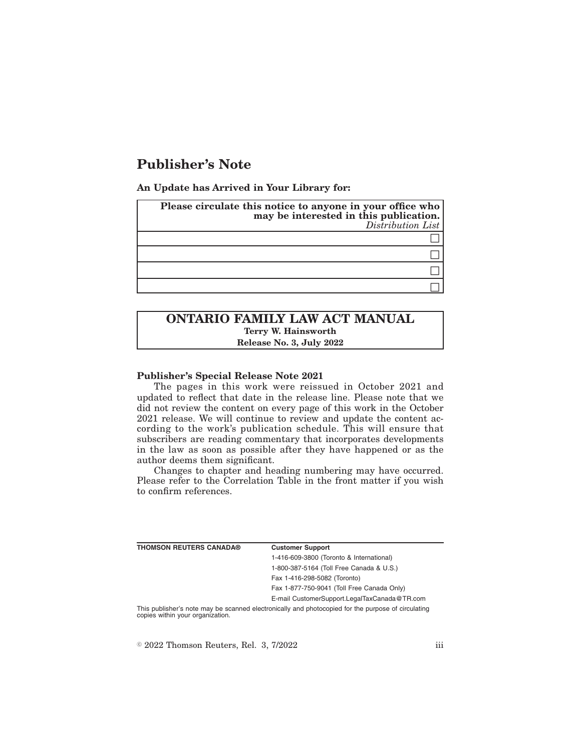# Publisher's Note

**An Update has Arrived in Your Library for:**

| **Please circulate this notice to anyone in your office who may be interested in this publication.** *Distribution List* |
|---|
| ☐ |
| ☐ |
| ☐ |
| ☐ |

## ONTARIO FAMILY LAW ACT MANUAL

**Terry W. Hainsworth**

**Release No. 3, July 2022**

**Publisher's Special Release Note 2021**

The pages in this work were reissued in October 2021 and updated to reflect that date in the release line. Please note that we did not review the content on every page of this work in the October 2021 release. We will continue to review and update the content according to the work's publication schedule. This will ensure that subscribers are reading commentary that incorporates developments in the law as soon as possible after they have happened or as the author deems them significant.

Changes to chapter and heading numbering may have occurred. Please refer to the Correlation Table in the front matter if you wish to confirm references.

**THOMSON REUTERS CANADA®**

**Customer Support**

1-416-609-3800 (Toronto & International)

1-800-387-5164 (Toll Free Canada & U.S.)

Fax 1-416-298-5082 (Toronto)

Fax 1-877-750-9041 (Toll Free Canada Only)

E-mail CustomerSupport.LegalTaxCanada@TR.com

This publisher's note may be scanned electronically and photocopied for the purpose of circulating copies within your organization.

© 2022 Thomson Reuters, Rel. 3, 7/2022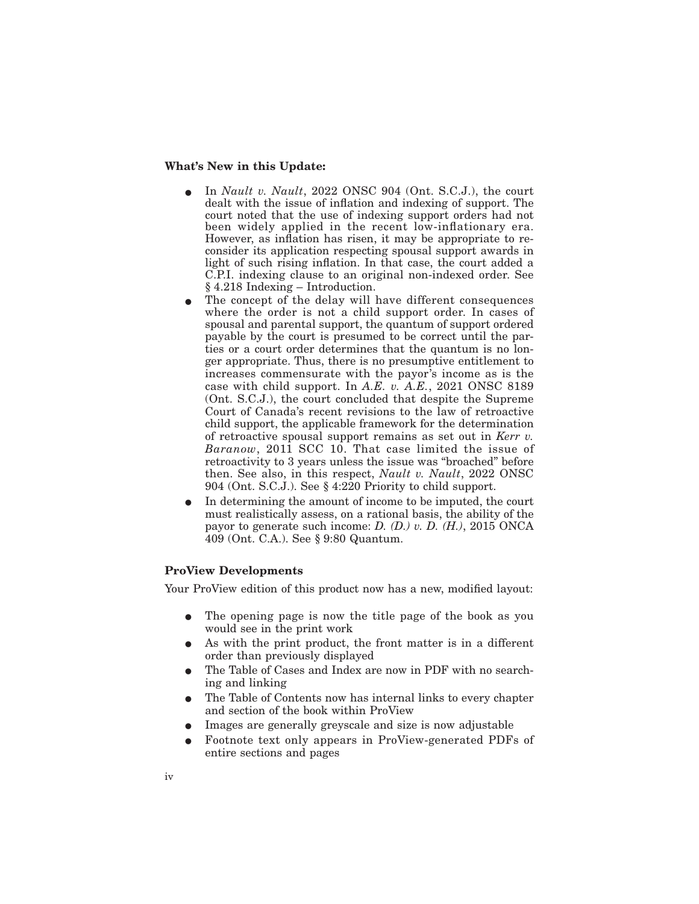**What's New in this Update:**

- In *Nault v. Nault*, 2022 ONSC 904 (Ont. S.C.J.), the court dealt with the issue of inflation and indexing of support. The court noted that the use of indexing support orders had not been widely applied in the recent low-inflationary era. However, as inflation has risen, it may be appropriate to reconsider its application respecting spousal support awards in light of such rising inflation. In that case, the court added a C.P.I. indexing clause to an original non-indexed order. See § 4.218 Indexing – Introduction.
- The concept of the delay will have different consequences where the order is not a child support order. In cases of spousal and parental support, the quantum of support ordered payable by the court is presumed to be correct until the parties or a court order determines that the quantum is no longer appropriate. Thus, there is no presumptive entitlement to increases commensurate with the payor's income as is the case with child support. In *A.E. v. A.E.*, 2021 ONSC 8189 (Ont. S.C.J.), the court concluded that despite the Supreme Court of Canada's recent revisions to the law of retroactive child support, the applicable framework for the determination of retroactive spousal support remains as set out in *Kerr v. Baranow*, 2011 SCC 10. That case limited the issue of retroactivity to 3 years unless the issue was "broached" before then. See also, in this respect, *Nault v. Nault*, 2022 ONSC 904 (Ont. S.C.J.). See § 4:220 Priority to child support.
- In determining the amount of income to be imputed, the court must realistically assess, on a rational basis, the ability of the payor to generate such income: *D. (D.) v. D. (H.)*, 2015 ONCA 409 (Ont. C.A.). See § 9:80 Quantum.

**ProView Developments**

Your ProView edition of this product now has a new, modified layout:

- The opening page is now the title page of the book as you would see in the print work
- As with the print product, the front matter is in a different order than previously displayed
- The Table of Cases and Index are now in PDF with no searching and linking
- The Table of Contents now has internal links to every chapter and section of the book within ProView
- Images are generally greyscale and size is now adjustable
- Footnote text only appears in ProView-generated PDFs of entire sections and pages